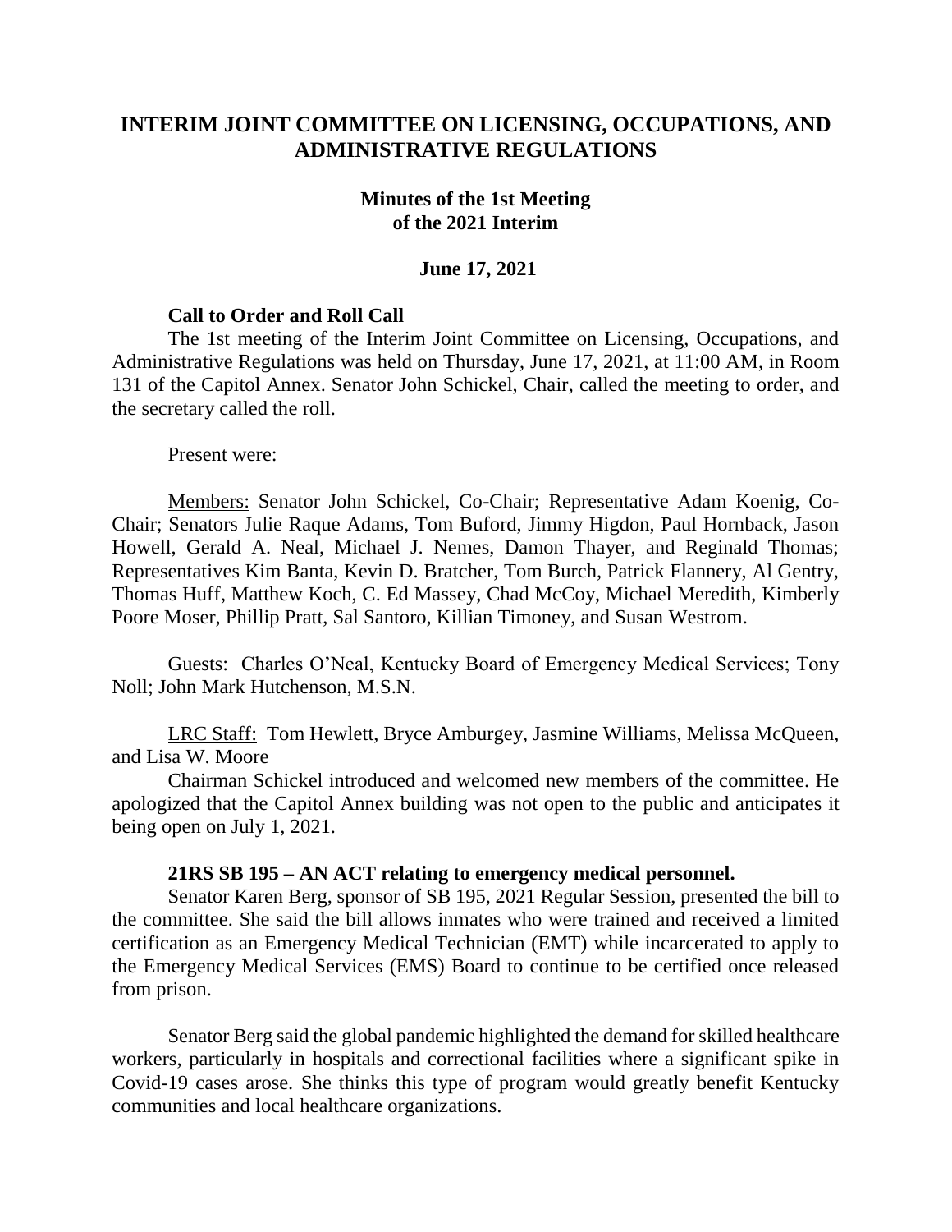# INTERIM JOINT COMMITTEE ON LICENSING, OCCUPATIONS, AND ADMINISTRATIVE REGULATIONS

## Minutes of the 1st Meeting of the 2021 Interim

### June 17, 2021

**Call to Order and Roll Call**

The 1st meeting of the Interim Joint Committee on Licensing, Occupations, and Administrative Regulations was held on Thursday, June 17, 2021, at 11:00 AM, in Room 131 of the Capitol Annex. Senator John Schickel, Chair, called the meeting to order, and the secretary called the roll.

Present were:

Members: Senator John Schickel, Co-Chair; Representative Adam Koenig, Co-Chair; Senators Julie Raque Adams, Tom Buford, Jimmy Higdon, Paul Hornback, Jason Howell, Gerald A. Neal, Michael J. Nemes, Damon Thayer, and Reginald Thomas; Representatives Kim Banta, Kevin D. Bratcher, Tom Burch, Patrick Flannery, Al Gentry, Thomas Huff, Matthew Koch, C. Ed Massey, Chad McCoy, Michael Meredith, Kimberly Poore Moser, Phillip Pratt, Sal Santoro, Killian Timoney, and Susan Westrom.

Guests: Charles O'Neal, Kentucky Board of Emergency Medical Services; Tony Noll; John Mark Hutchenson, M.S.N.

LRC Staff: Tom Hewlett, Bryce Amburgey, Jasmine Williams, Melissa McQueen, and Lisa W. Moore

Chairman Schickel introduced and welcomed new members of the committee. He apologized that the Capitol Annex building was not open to the public and anticipates it being open on July 1, 2021.

**21RS SB 195 – AN ACT relating to emergency medical personnel.**

Senator Karen Berg, sponsor of SB 195, 2021 Regular Session, presented the bill to the committee. She said the bill allows inmates who were trained and received a limited certification as an Emergency Medical Technician (EMT) while incarcerated to apply to the Emergency Medical Services (EMS) Board to continue to be certified once released from prison.

Senator Berg said the global pandemic highlighted the demand for skilled healthcare workers, particularly in hospitals and correctional facilities where a significant spike in Covid-19 cases arose. She thinks this type of program would greatly benefit Kentucky communities and local healthcare organizations.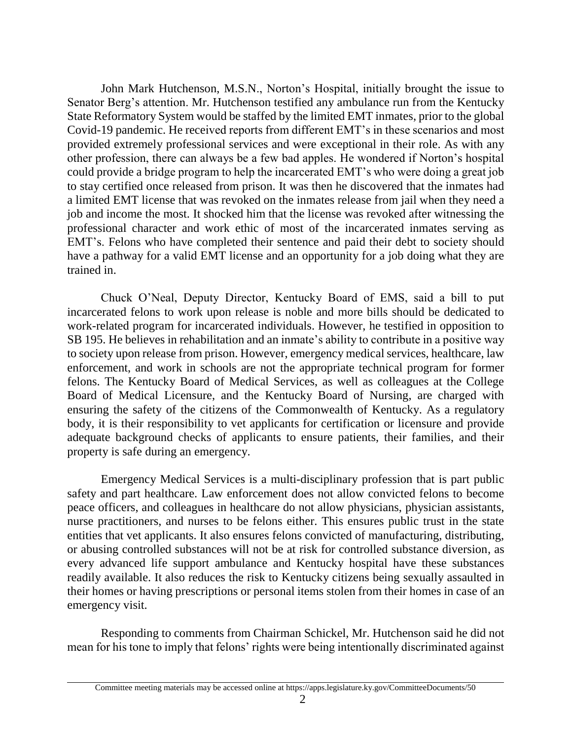John Mark Hutchenson, M.S.N., Norton's Hospital, initially brought the issue to Senator Berg's attention. Mr. Hutchenson testified any ambulance run from the Kentucky State Reformatory System would be staffed by the limited EMT inmates, prior to the global Covid-19 pandemic. He received reports from different EMT's in these scenarios and most provided extremely professional services and were exceptional in their role. As with any other profession, there can always be a few bad apples. He wondered if Norton's hospital could provide a bridge program to help the incarcerated EMT's who were doing a great job to stay certified once released from prison. It was then he discovered that the inmates had a limited EMT license that was revoked on the inmates release from jail when they need a job and income the most. It shocked him that the license was revoked after witnessing the professional character and work ethic of most of the incarcerated inmates serving as EMT's. Felons who have completed their sentence and paid their debt to society should have a pathway for a valid EMT license and an opportunity for a job doing what they are trained in.

Chuck O'Neal, Deputy Director, Kentucky Board of EMS, said a bill to put incarcerated felons to work upon release is noble and more bills should be dedicated to work-related program for incarcerated individuals. However, he testified in opposition to SB 195. He believes in rehabilitation and an inmate's ability to contribute in a positive way to society upon release from prison. However, emergency medical services, healthcare, law enforcement, and work in schools are not the appropriate technical program for former felons. The Kentucky Board of Medical Services, as well as colleagues at the College Board of Medical Licensure, and the Kentucky Board of Nursing, are charged with ensuring the safety of the citizens of the Commonwealth of Kentucky. As a regulatory body, it is their responsibility to vet applicants for certification or licensure and provide adequate background checks of applicants to ensure patients, their families, and their property is safe during an emergency.

Emergency Medical Services is a multi-disciplinary profession that is part public safety and part healthcare. Law enforcement does not allow convicted felons to become peace officers, and colleagues in healthcare do not allow physicians, physician assistants, nurse practitioners, and nurses to be felons either. This ensures public trust in the state entities that vet applicants. It also ensures felons convicted of manufacturing, distributing, or abusing controlled substances will not be at risk for controlled substance diversion, as every advanced life support ambulance and Kentucky hospital have these substances readily available. It also reduces the risk to Kentucky citizens being sexually assaulted in their homes or having prescriptions or personal items stolen from their homes in case of an emergency visit.

Responding to comments from Chairman Schickel, Mr. Hutchenson said he did not mean for his tone to imply that felons' rights were being intentionally discriminated against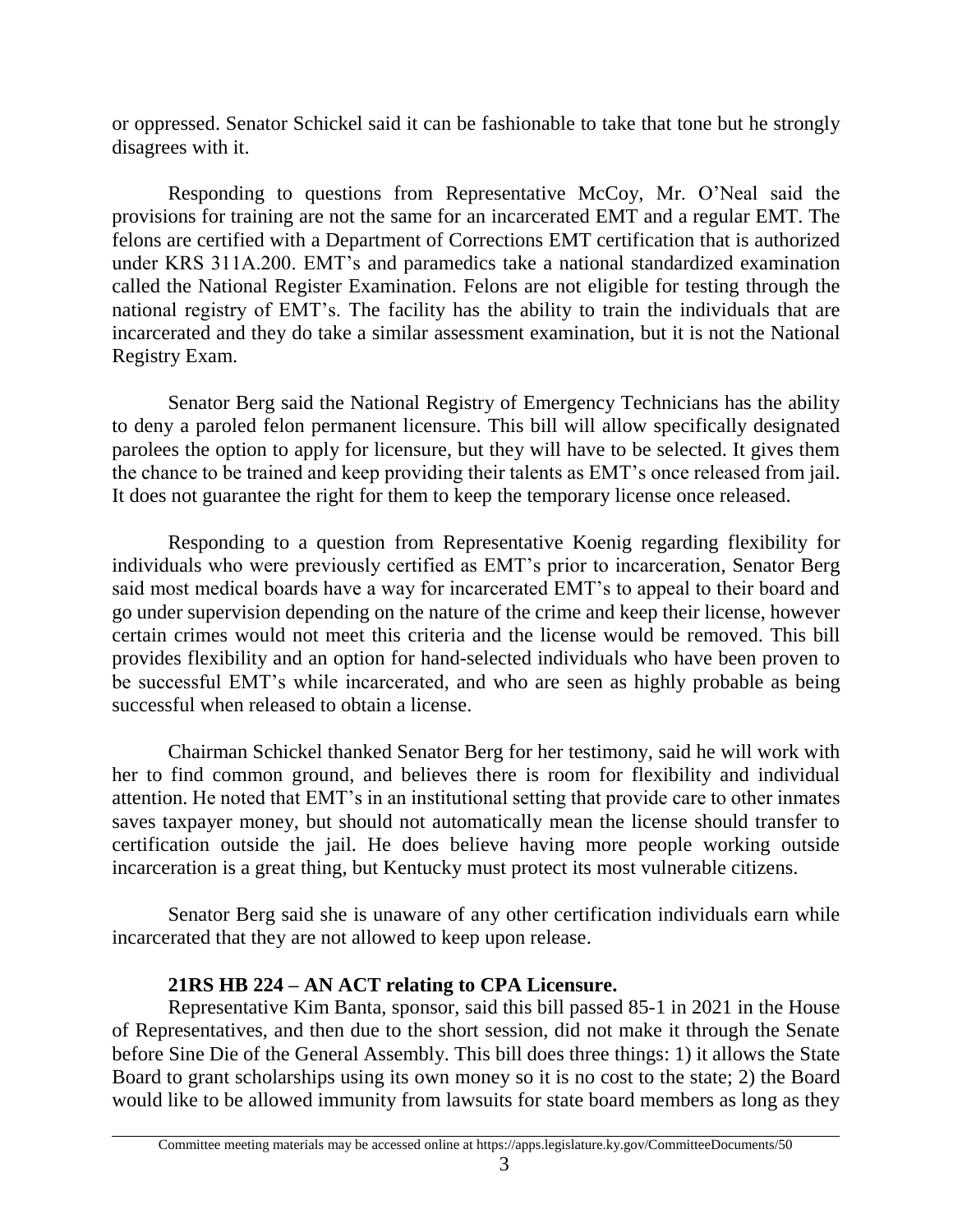or oppressed. Senator Schickel said it can be fashionable to take that tone but he strongly disagrees with it.

Responding to questions from Representative McCoy, Mr. O'Neal said the provisions for training are not the same for an incarcerated EMT and a regular EMT. The felons are certified with a Department of Corrections EMT certification that is authorized under KRS 311A.200. EMT's and paramedics take a national standardized examination called the National Register Examination. Felons are not eligible for testing through the national registry of EMT's. The facility has the ability to train the individuals that are incarcerated and they do take a similar assessment examination, but it is not the National Registry Exam.

Senator Berg said the National Registry of Emergency Technicians has the ability to deny a paroled felon permanent licensure. This bill will allow specifically designated parolees the option to apply for licensure, but they will have to be selected. It gives them the chance to be trained and keep providing their talents as EMT's once released from jail. It does not guarantee the right for them to keep the temporary license once released.

Responding to a question from Representative Koenig regarding flexibility for individuals who were previously certified as EMT's prior to incarceration, Senator Berg said most medical boards have a way for incarcerated EMT's to appeal to their board and go under supervision depending on the nature of the crime and keep their license, however certain crimes would not meet this criteria and the license would be removed. This bill provides flexibility and an option for hand-selected individuals who have been proven to be successful EMT's while incarcerated, and who are seen as highly probable as being successful when released to obtain a license.

Chairman Schickel thanked Senator Berg for her testimony, said he will work with her to find common ground, and believes there is room for flexibility and individual attention. He noted that EMT's in an institutional setting that provide care to other inmates saves taxpayer money, but should not automatically mean the license should transfer to certification outside the jail. He does believe having more people working outside incarceration is a great thing, but Kentucky must protect its most vulnerable citizens.

Senator Berg said she is unaware of any other certification individuals earn while incarcerated that they are not allowed to keep upon release.

**21RS HB 224 – AN ACT relating to CPA Licensure.**

Representative Kim Banta, sponsor, said this bill passed 85-1 in 2021 in the House of Representatives, and then due to the short session, did not make it through the Senate before Sine Die of the General Assembly. This bill does three things: 1) it allows the State Board to grant scholarships using its own money so it is no cost to the state; 2) the Board would like to be allowed immunity from lawsuits for state board members as long as they

Committee meeting materials may be accessed online at https://apps.legislature.ky.gov/CommitteeDocuments/50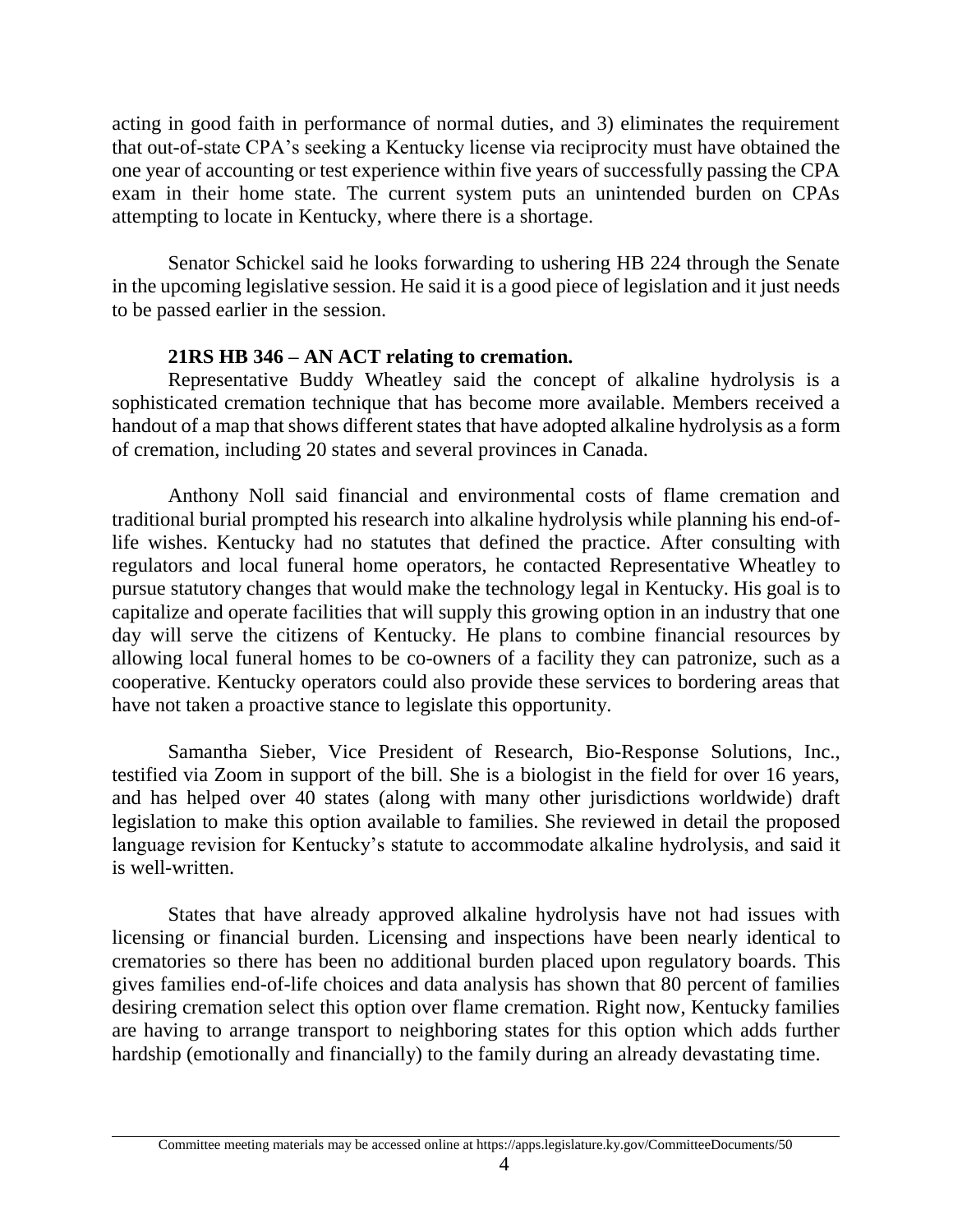acting in good faith in performance of normal duties, and 3) eliminates the requirement that out-of-state CPA's seeking a Kentucky license via reciprocity must have obtained the one year of accounting or test experience within five years of successfully passing the CPA exam in their home state. The current system puts an unintended burden on CPAs attempting to locate in Kentucky, where there is a shortage.

Senator Schickel said he looks forwarding to ushering HB 224 through the Senate in the upcoming legislative session. He said it is a good piece of legislation and it just needs to be passed earlier in the session.

**21RS HB 346 – AN ACT relating to cremation.**

Representative Buddy Wheatley said the concept of alkaline hydrolysis is a sophisticated cremation technique that has become more available. Members received a handout of a map that shows different states that have adopted alkaline hydrolysis as a form of cremation, including 20 states and several provinces in Canada.

Anthony Noll said financial and environmental costs of flame cremation and traditional burial prompted his research into alkaline hydrolysis while planning his end-of-life wishes. Kentucky had no statutes that defined the practice. After consulting with regulators and local funeral home operators, he contacted Representative Wheatley to pursue statutory changes that would make the technology legal in Kentucky. His goal is to capitalize and operate facilities that will supply this growing option in an industry that one day will serve the citizens of Kentucky. He plans to combine financial resources by allowing local funeral homes to be co-owners of a facility they can patronize, such as a cooperative. Kentucky operators could also provide these services to bordering areas that have not taken a proactive stance to legislate this opportunity.

Samantha Sieber, Vice President of Research, Bio-Response Solutions, Inc., testified via Zoom in support of the bill. She is a biologist in the field for over 16 years, and has helped over 40 states (along with many other jurisdictions worldwide) draft legislation to make this option available to families. She reviewed in detail the proposed language revision for Kentucky's statute to accommodate alkaline hydrolysis, and said it is well-written.

States that have already approved alkaline hydrolysis have not had issues with licensing or financial burden. Licensing and inspections have been nearly identical to crematories so there has been no additional burden placed upon regulatory boards. This gives families end-of-life choices and data analysis has shown that 80 percent of families desiring cremation select this option over flame cremation. Right now, Kentucky families are having to arrange transport to neighboring states for this option which adds further hardship (emotionally and financially) to the family during an already devastating time.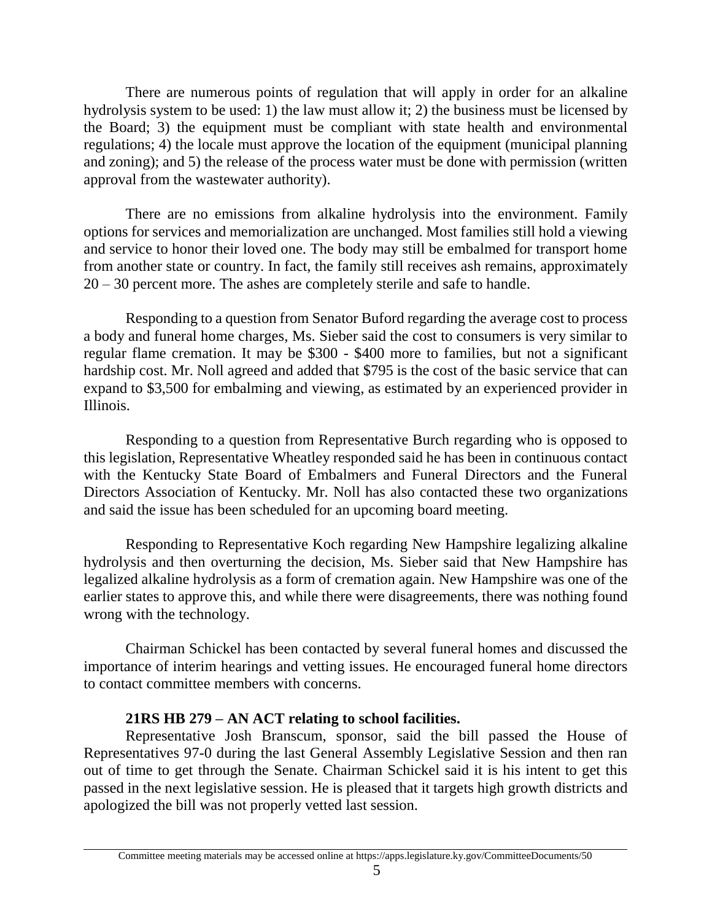There are numerous points of regulation that will apply in order for an alkaline hydrolysis system to be used: 1) the law must allow it; 2) the business must be licensed by the Board; 3) the equipment must be compliant with state health and environmental regulations; 4) the locale must approve the location of the equipment (municipal planning and zoning); and 5) the release of the process water must be done with permission (written approval from the wastewater authority).

There are no emissions from alkaline hydrolysis into the environment. Family options for services and memorialization are unchanged. Most families still hold a viewing and service to honor their loved one. The body may still be embalmed for transport home from another state or country. In fact, the family still receives ash remains, approximately 20 – 30 percent more. The ashes are completely sterile and safe to handle.

Responding to a question from Senator Buford regarding the average cost to process a body and funeral home charges, Ms. Sieber said the cost to consumers is very similar to regular flame cremation. It may be $300 - $400 more to families, but not a significant hardship cost. Mr. Noll agreed and added that $795 is the cost of the basic service that can expand to $3,500 for embalming and viewing, as estimated by an experienced provider in Illinois.

Responding to a question from Representative Burch regarding who is opposed to this legislation, Representative Wheatley responded said he has been in continuous contact with the Kentucky State Board of Embalmers and Funeral Directors and the Funeral Directors Association of Kentucky. Mr. Noll has also contacted these two organizations and said the issue has been scheduled for an upcoming board meeting.

Responding to Representative Koch regarding New Hampshire legalizing alkaline hydrolysis and then overturning the decision, Ms. Sieber said that New Hampshire has legalized alkaline hydrolysis as a form of cremation again. New Hampshire was one of the earlier states to approve this, and while there were disagreements, there was nothing found wrong with the technology.

Chairman Schickel has been contacted by several funeral homes and discussed the importance of interim hearings and vetting issues. He encouraged funeral home directors to contact committee members with concerns.

**21RS HB 279 – AN ACT relating to school facilities.**

Representative Josh Branscum, sponsor, said the bill passed the House of Representatives 97-0 during the last General Assembly Legislative Session and then ran out of time to get through the Senate. Chairman Schickel said it is his intent to get this passed in the next legislative session. He is pleased that it targets high growth districts and apologized the bill was not properly vetted last session.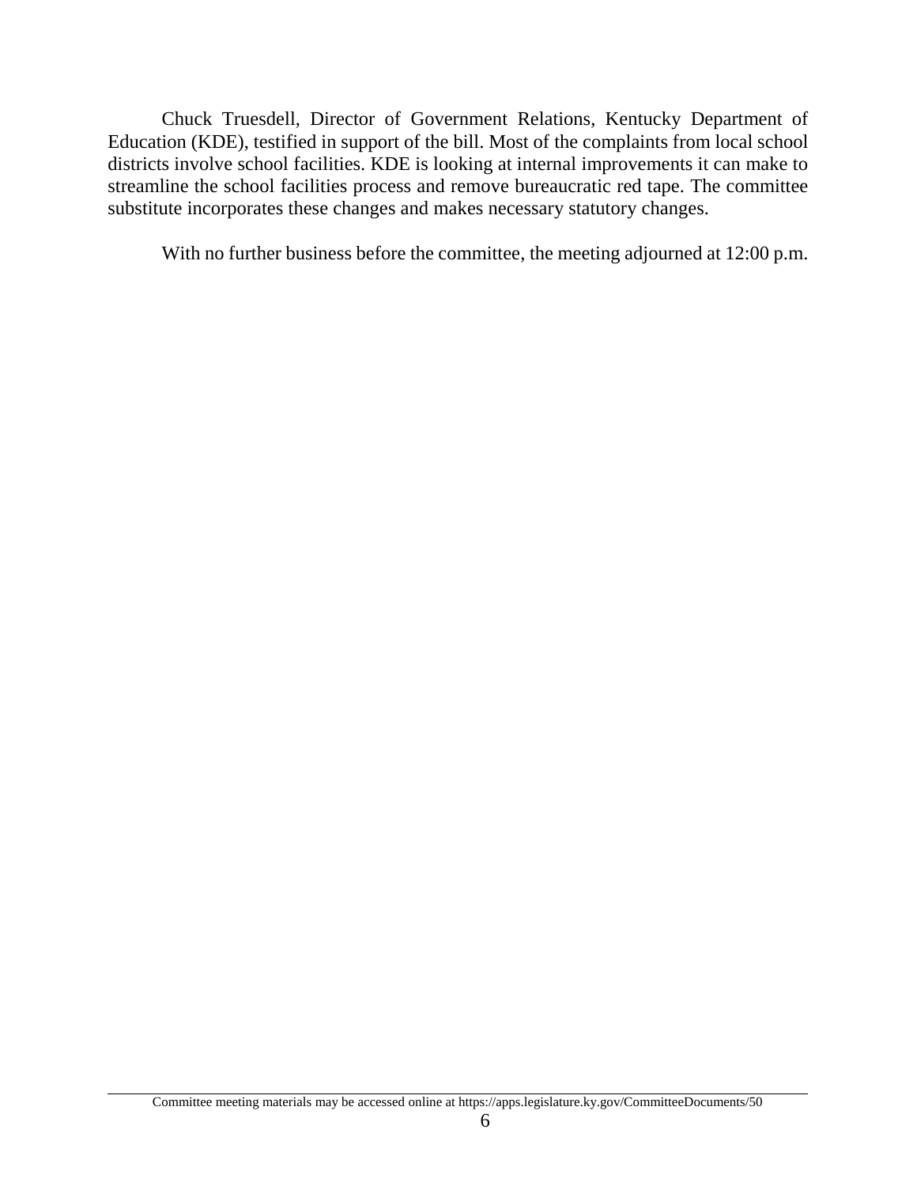Chuck Truesdell, Director of Government Relations, Kentucky Department of Education (KDE), testified in support of the bill. Most of the complaints from local school districts involve school facilities. KDE is looking at internal improvements it can make to streamline the school facilities process and remove bureaucratic red tape. The committee substitute incorporates these changes and makes necessary statutory changes.

With no further business before the committee, the meeting adjourned at 12:00 p.m.

Committee meeting materials may be accessed online at https://apps.legislature.ky.gov/CommitteeDocuments/50